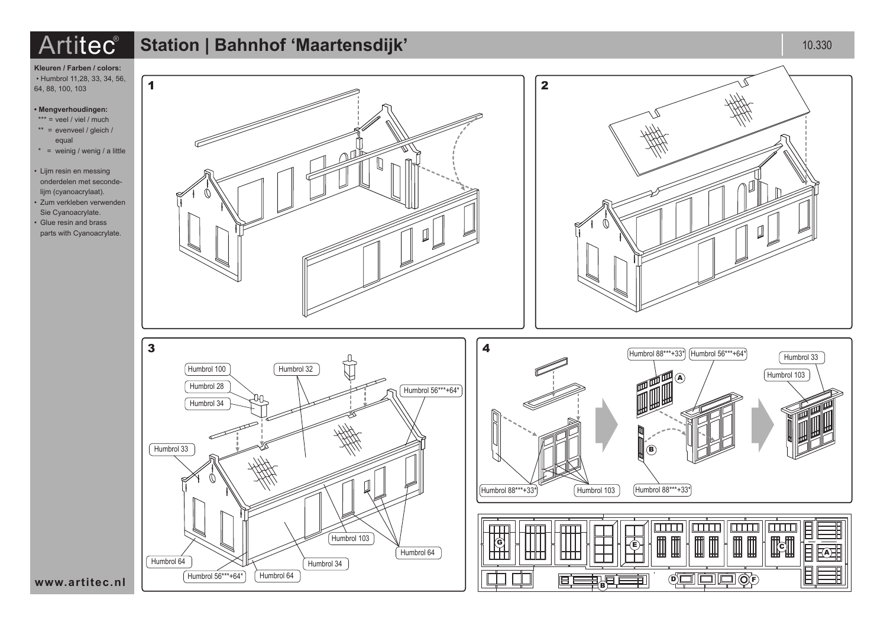# Artitec® Station | Bahnhof 'Maartensdijk'

10.330

**Kleuren / Farben / colors:**

- Humbrol 11,28, 33, 34, 56, 64, 88, 100, 103

**• Mengverhoudingen:**

- *** = veel / viel / much
- ** = evenveel / gleich / equal
- * = weinig / wenig / a little

- Lijm resin en messing onderdelen met secondelijm (cyanoacrylaat).
- Zum verkleben verwenden Sie Cyanoacrylate.
- Glue resin and brass parts with Cyanoacrylate.

www.artitec.nl

**1**

**2**

**3**

Humbrol 100

Humbrol 28

Humbrol 34

Humbrol 32

Humbrol 56***+64*

Humbrol 33

Humbrol 103

Humbrol 64

Humbrol 64

Humbrol 56***+64*

Humbrol 34

Humbrol 64

**4**

Humbrol 88***+33*

Humbrol 56***+64*

Humbrol 33

Humbrol 103

A

B

Humbrol 88***+33*

Humbrol 103

Humbrol 88***+33*

G E C A B D F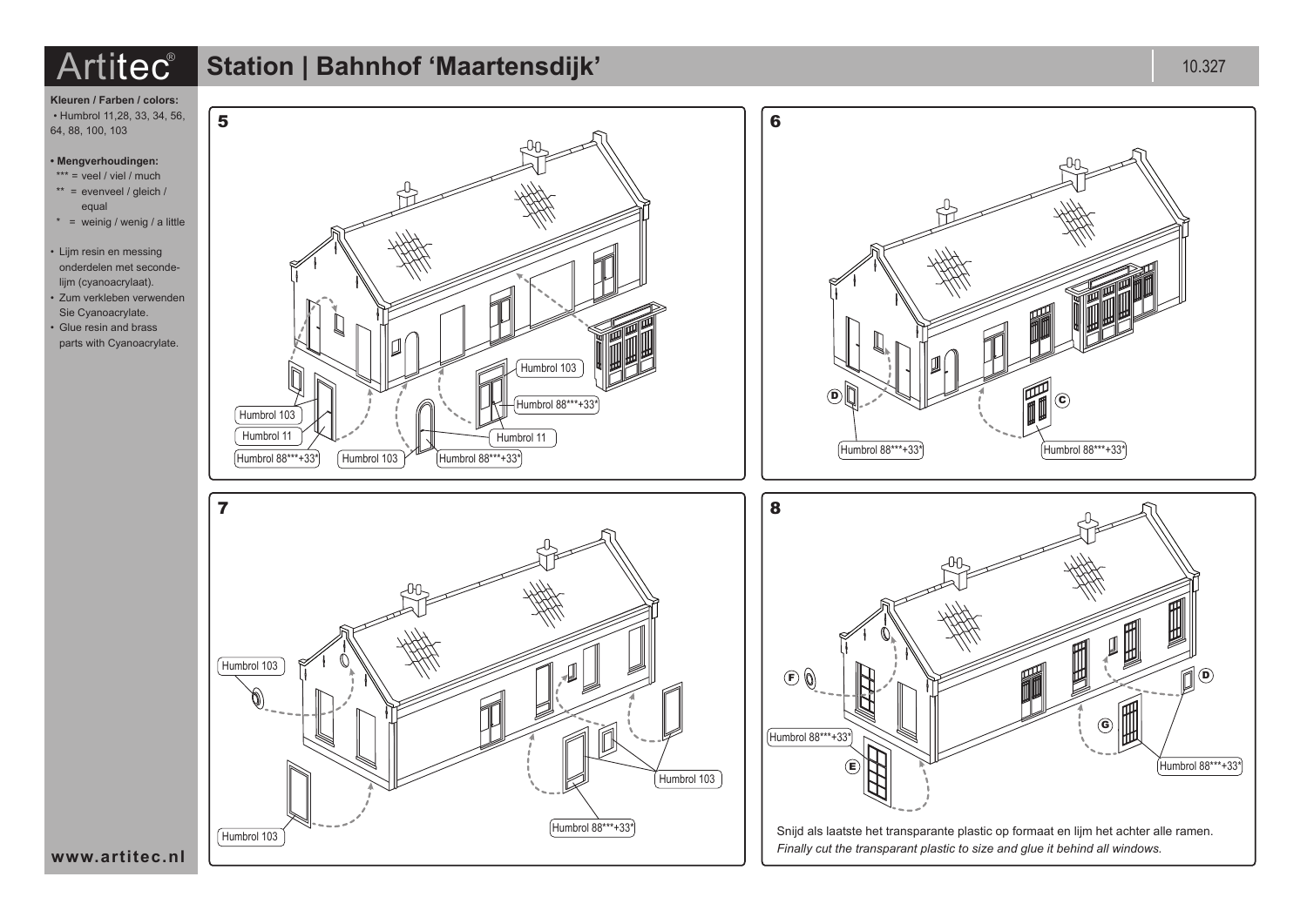# Artitec® Station | Bahnhof 'Maartensdijk'

10.327

**Kleuren / Farben / colors:**
• Humbrol 11,28, 33, 34, 56, 64, 88, 100, 103

**• Mengverhoudingen:**
*** = veel / viel / much
** = evenveel / gleich / equal
* = weinig / wenig / a little

- Lijm resin en messing onderdelen met secondelijm (cyanoacrylaat).
- Zum verkleben verwenden Sie Cyanoacrylate.
- Glue resin and brass parts with Cyanoacrylate.

**www.artitec.nl**

## 5

Humbrol 103
Humbrol 11
Humbrol 88***+33*
Humbrol 103
Humbrol 88***+33*
Humbrol 103
Humbrol 88***+33*
Humbrol 11

## 6

D
C
Humbrol 88***+33*
Humbrol 88***+33*

## 7

Humbrol 103
Humbrol 103
Humbrol 103
Humbrol 88***+33*

## 8

F
D
Humbrol 88***+33*
G
E
Humbrol 88***+33*

Snijd als laatste het transparante plastic op formaat en lijm het achter alle ramen.
*Finally cut the transparant plastic to size and glue it behind all windows.*